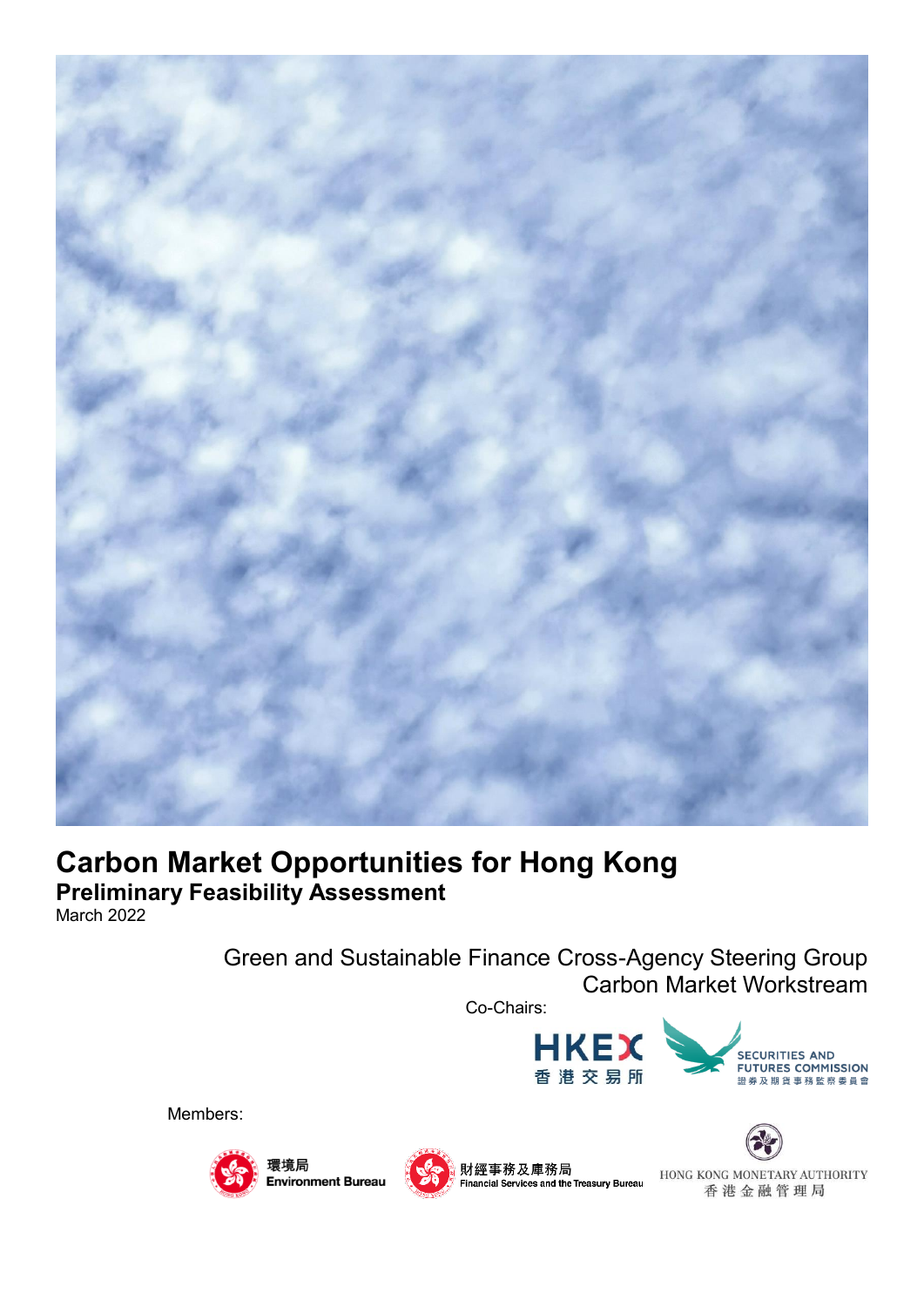# Carbon Market Opportunities for Hong Kong

## Preliminary Feasibility Assessment

March 2022

Green and Sustainable Finance Cross-Agency Steering Group

Carbon Market Workstream

Co-Chairs:

HKEX 香港交易所

SECURITIES AND FUTURES COMMISSION 證券及期貨事務監察委員會

Members:

環境局 Environment Bureau

財經事務及庫務局 Financial Services and the Treasury Bureau

HONG KONG MONETARY AUTHORITY 香港金融管理局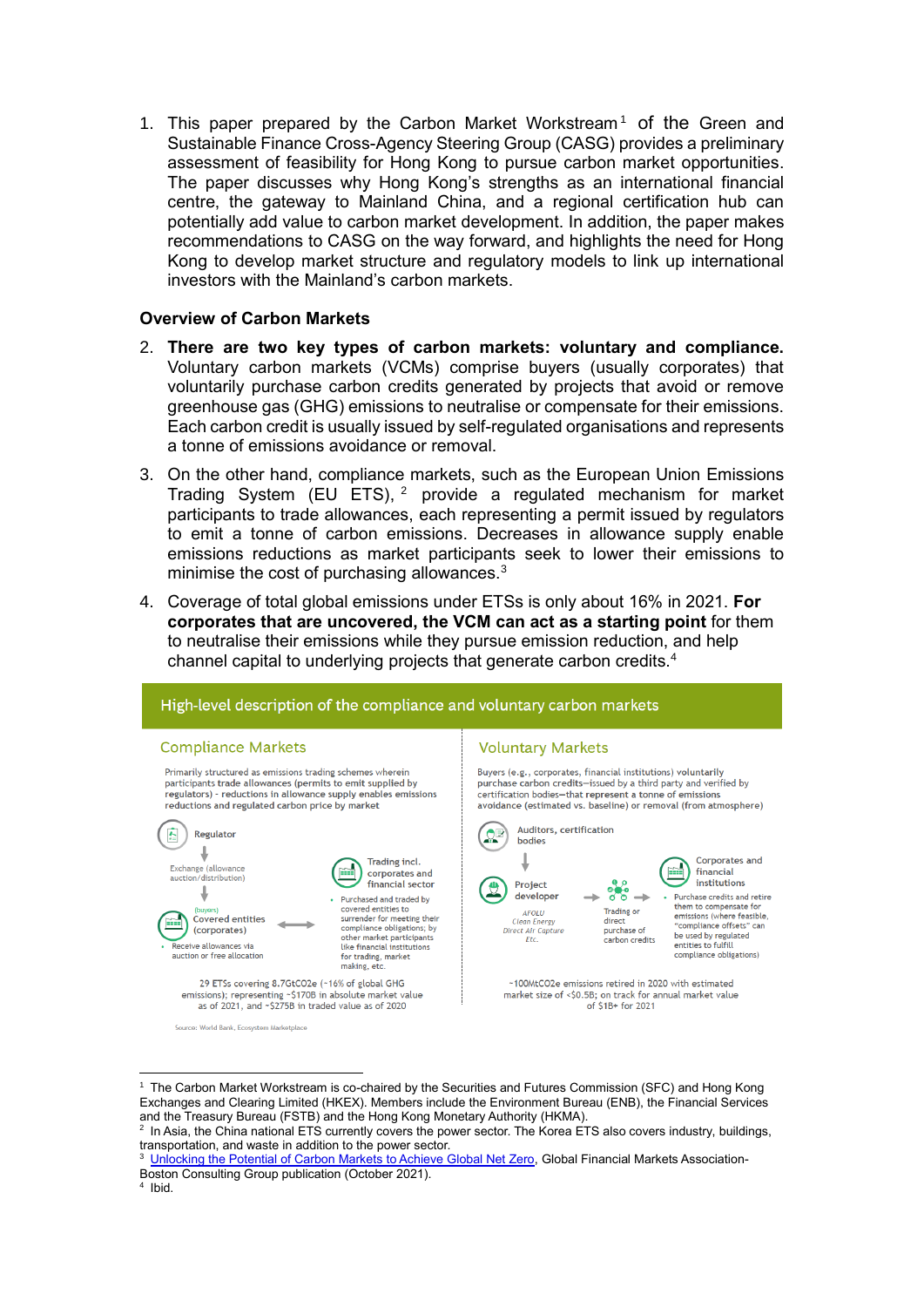1. This paper prepared by the Carbon Market Workstream[1] of the Green and Sustainable Finance Cross-Agency Steering Group (CASG) provides a preliminary assessment of feasibility for Hong Kong to pursue carbon market opportunities. The paper discusses why Hong Kong's strengths as an international financial centre, the gateway to Mainland China, and a regional certification hub can potentially add value to carbon market development. In addition, the paper makes recommendations to CASG on the way forward, and highlights the need for Hong Kong to develop market structure and regulatory models to link up international investors with the Mainland's carbon markets.

### Overview of Carbon Markets

2. **There are two key types of carbon markets: voluntary and compliance.** Voluntary carbon markets (VCMs) comprise buyers (usually corporates) that voluntarily purchase carbon credits generated by projects that avoid or remove greenhouse gas (GHG) emissions to neutralise or compensate for their emissions. Each carbon credit is usually issued by self-regulated organisations and represents a tonne of emissions avoidance or removal.

3. On the other hand, compliance markets, such as the European Union Emissions Trading System (EU ETS),[2] provide a regulated mechanism for market participants to trade allowances, each representing a permit issued by regulators to emit a tonne of carbon emissions. Decreases in allowance supply enable emissions reductions as market participants seek to lower their emissions to minimise the cost of purchasing allowances.[3]

4. Coverage of total global emissions under ETSs is only about 16% in 2021. **For corporates that are uncovered, the VCM can act as a starting point** for them to neutralise their emissions while they pursue emission reduction, and help channel capital to underlying projects that generate carbon credits.[4]

**High-level description of the compliance and voluntary carbon markets**

**Compliance Markets**

Primarily structured as emissions trading schemes wherein participants trade allowances (permits to emit supplied by regulators) - reductions in allowance supply enables emissions reductions and regulated carbon price by market

- Regulator
- Exchange (allowance auction/distribution)
- (buyers) Covered entities (corporates)
  - Receive allowances via auction or free allocation
- Trading incl. corporates and financial sector
  - Purchased and traded by covered entities to surrender for meeting their compliance obligations; by other market participants like financial institutions for trading, market making, etc.

29 ETSs covering 8.7GtCO2e (~16% of global GHG emissions); representing ~$170B in absolute market value as of 2021, and ~$275B in traded value as of 2020

**Voluntary Markets**

Buyers (e.g., corporates, financial institutions) voluntarily purchase carbon credits—issued by a third party and verified by certification bodies—that represent a tonne of emissions avoidance (estimated vs. baseline) or removal (from atmosphere)

- Auditors, certification bodies
- Project developer
  - *AFOLU, Clean Energy, Direct Air Capture, Etc.*
- Trading or direct purchase of carbon credits
- Corporates and financial institutions
  - Purchase credits and retire them to compensate for emissions (where feasible, "compliance offsets" can be used by regulated entities to fulfill compliance obligations)

~100MtCO2e emissions retired in 2020 with estimated market size of <$0.5B; on track for annual market value of $1B+ for 2021

Source: World Bank, Ecosystem Marketplace

---

[1] The Carbon Market Workstream is co-chaired by the Securities and Futures Commission (SFC) and Hong Kong Exchanges and Clearing Limited (HKEX). Members include the Environment Bureau (ENB), the Financial Services and the Treasury Bureau (FSTB) and the Hong Kong Monetary Authority (HKMA).

[2] In Asia, the China national ETS currently covers the power sector. The Korea ETS also covers industry, buildings, transportation, and waste in addition to the power sector.

[3] Unlocking the Potential of Carbon Markets to Achieve Global Net Zero, Global Financial Markets Association-Boston Consulting Group publication (October 2021).

[4] Ibid.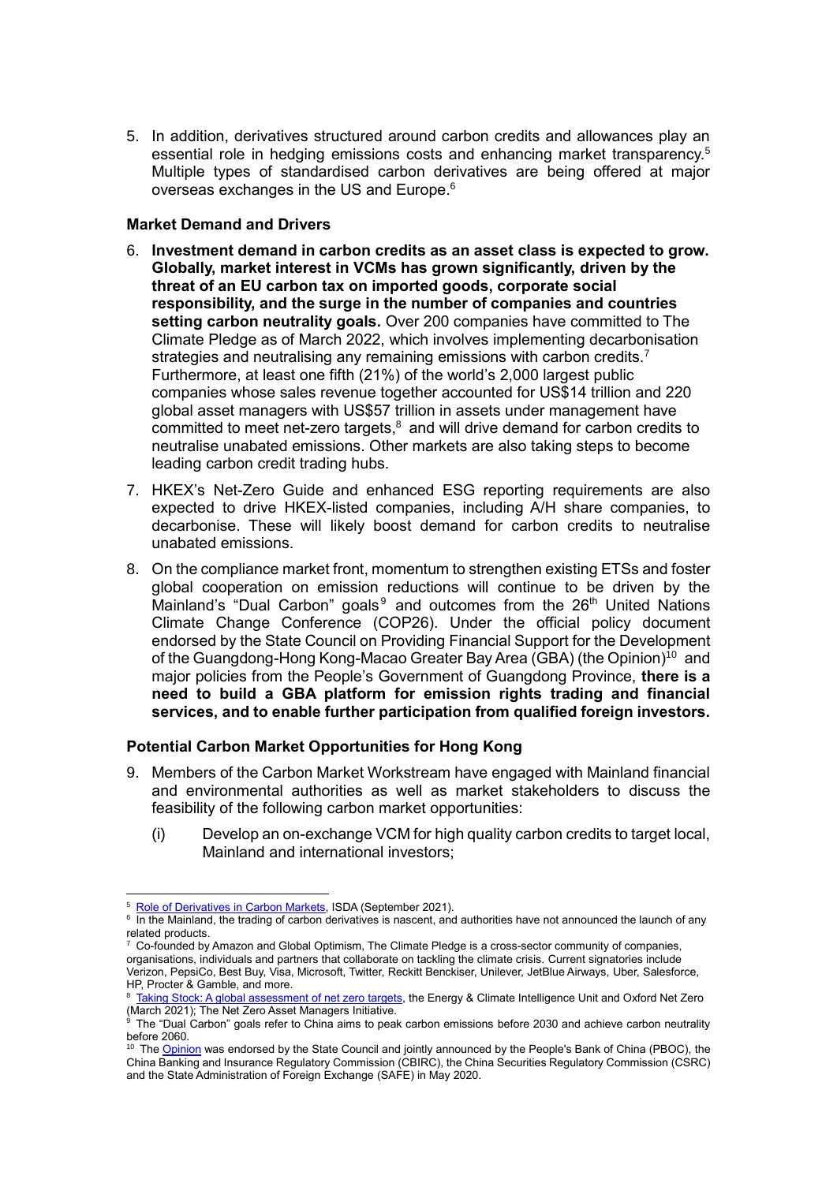5. In addition, derivatives structured around carbon credits and allowances play an essential role in hedging emissions costs and enhancing market transparency.[5] Multiple types of standardised carbon derivatives are being offered at major overseas exchanges in the US and Europe.[6]

**Market Demand and Drivers**

6. **Investment demand in carbon credits as an asset class is expected to grow. Globally, market interest in VCMs has grown significantly, driven by the threat of an EU carbon tax on imported goods, corporate social responsibility, and the surge in the number of companies and countries setting carbon neutrality goals.** Over 200 companies have committed to The Climate Pledge as of March 2022, which involves implementing decarbonisation strategies and neutralising any remaining emissions with carbon credits.[7] Furthermore, at least one fifth (21%) of the world's 2,000 largest public companies whose sales revenue together accounted for US$14 trillion and 220 global asset managers with US$57 trillion in assets under management have committed to meet net-zero targets,[8] and will drive demand for carbon credits to neutralise unabated emissions. Other markets are also taking steps to become leading carbon credit trading hubs.

7. HKEX's Net-Zero Guide and enhanced ESG reporting requirements are also expected to drive HKEX-listed companies, including A/H share companies, to decarbonise. These will likely boost demand for carbon credits to neutralise unabated emissions.

8. On the compliance market front, momentum to strengthen existing ETSs and foster global cooperation on emission reductions will continue to be driven by the Mainland's "Dual Carbon" goals[9] and outcomes from the 26th United Nations Climate Change Conference (COP26). Under the official policy document endorsed by the State Council on Providing Financial Support for the Development of the Guangdong-Hong Kong-Macao Greater Bay Area (GBA) (the Opinion)[10] and major policies from the People's Government of Guangdong Province, **there is a need to build a GBA platform for emission rights trading and financial services, and to enable further participation from qualified foreign investors.**

**Potential Carbon Market Opportunities for Hong Kong**

9. Members of the Carbon Market Workstream have engaged with Mainland financial and environmental authorities as well as market stakeholders to discuss the feasibility of the following carbon market opportunities:

   (i) Develop an on-exchange VCM for high quality carbon credits to target local, Mainland and international investors;

---

[5] Role of Derivatives in Carbon Markets, ISDA (September 2021).

[6] In the Mainland, the trading of carbon derivatives is nascent, and authorities have not announced the launch of any related products.

[7] Co-founded by Amazon and Global Optimism, The Climate Pledge is a cross-sector community of companies, organisations, individuals and partners that collaborate on tackling the climate crisis. Current signatories include Verizon, PepsiCo, Best Buy, Visa, Microsoft, Twitter, Reckitt Benckiser, Unilever, JetBlue Airways, Uber, Salesforce, HP, Procter & Gamble, and more.

[8] Taking Stock: A global assessment of net zero targets, the Energy & Climate Intelligence Unit and Oxford Net Zero (March 2021); The Net Zero Asset Managers Initiative.

[9] The "Dual Carbon" goals refer to China aims to peak carbon emissions before 2030 and achieve carbon neutrality before 2060.

[10] The Opinion was endorsed by the State Council and jointly announced by the People's Bank of China (PBOC), the China Banking and Insurance Regulatory Commission (CBIRC), the China Securities Regulatory Commission (CSRC) and the State Administration of Foreign Exchange (SAFE) in May 2020.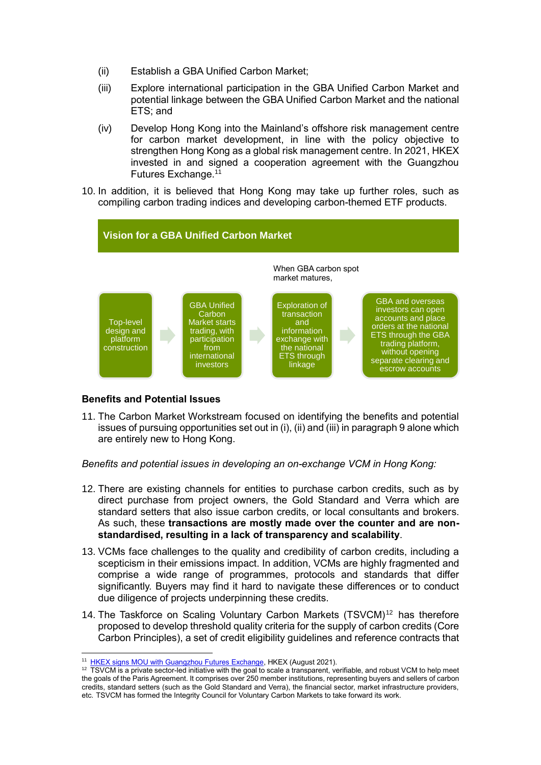(ii) Establish a GBA Unified Carbon Market;

(iii) Explore international participation in the GBA Unified Carbon Market and potential linkage between the GBA Unified Carbon Market and the national ETS; and

(iv) Develop Hong Kong into the Mainland's offshore risk management centre for carbon market development, in line with the policy objective to strengthen Hong Kong as a global risk management centre. In 2021, HKEX invested in and signed a cooperation agreement with the Guangzhou Futures Exchange.[11]

10. In addition, it is believed that Hong Kong may take up further roles, such as compiling carbon trading indices and developing carbon-themed ETF products.

**Vision for a GBA Unified Carbon Market**

Top-level design and platform construction → GBA Unified Carbon Market starts trading, with participation from international investors → Exploration of transaction and information exchange with the national ETS through linkage → (When GBA carbon spot market matures,) GBA and overseas investors can open accounts and place orders at the national ETS through the GBA trading platform, without opening separate clearing and escrow accounts

**Benefits and Potential Issues**

11. The Carbon Market Workstream focused on identifying the benefits and potential issues of pursuing opportunities set out in (i), (ii) and (iii) in paragraph 9 alone which are entirely new to Hong Kong.

*Benefits and potential issues in developing an on-exchange VCM in Hong Kong:*

12. There are existing channels for entities to purchase carbon credits, such as by direct purchase from project owners, the Gold Standard and Verra which are standard setters that also issue carbon credits, or local consultants and brokers. As such, these **transactions are mostly made over the counter and are non-standardised, resulting in a lack of transparency and scalability**.

13. VCMs face challenges to the quality and credibility of carbon credits, including a scepticism in their emissions impact. In addition, VCMs are highly fragmented and comprise a wide range of programmes, protocols and standards that differ significantly. Buyers may find it hard to navigate these differences or to conduct due diligence of projects underpinning these credits.

14. The Taskforce on Scaling Voluntary Carbon Markets (TSVCM)[12] has therefore proposed to develop threshold quality criteria for the supply of carbon credits (Core Carbon Principles), a set of credit eligibility guidelines and reference contracts that

---

[11] HKEX signs MOU with Guangzhou Futures Exchange, HKEX (August 2021).

[12] TSVCM is a private sector-led initiative with the goal to scale a transparent, verifiable, and robust VCM to help meet the goals of the Paris Agreement. It comprises over 250 member institutions, representing buyers and sellers of carbon credits, standard setters (such as the Gold Standard and Verra), the financial sector, market infrastructure providers, etc. TSVCM has formed the Integrity Council for Voluntary Carbon Markets to take forward its work.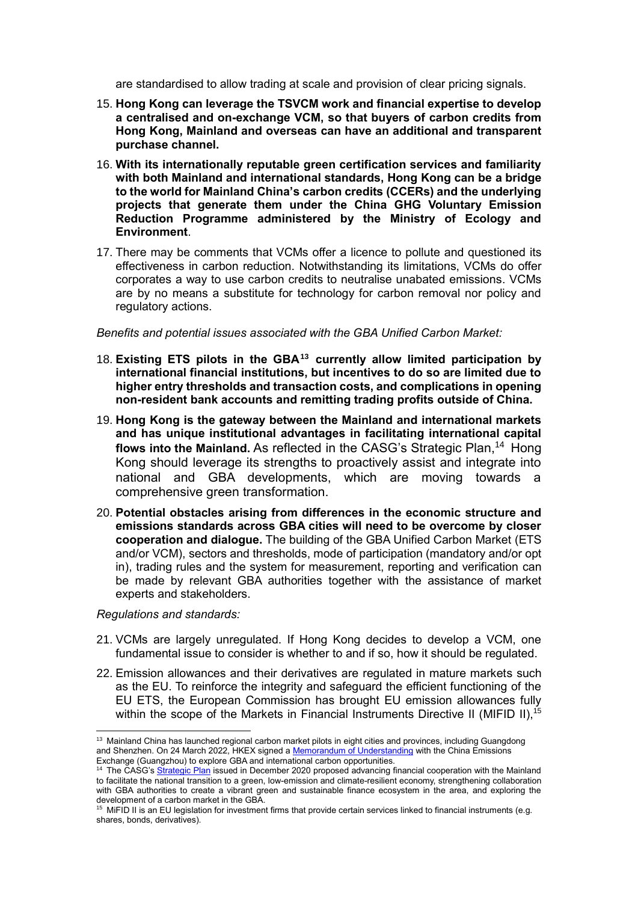are standardised to allow trading at scale and provision of clear pricing signals.

15. **Hong Kong can leverage the TSVCM work and financial expertise to develop a centralised and on-exchange VCM, so that buyers of carbon credits from Hong Kong, Mainland and overseas can have an additional and transparent purchase channel.**

16. **With its internationally reputable green certification services and familiarity with both Mainland and international standards, Hong Kong can be a bridge to the world for Mainland China's carbon credits (CCERs) and the underlying projects that generate them under the China GHG Voluntary Emission Reduction Programme administered by the Ministry of Ecology and Environment**.

17. There may be comments that VCMs offer a licence to pollute and questioned its effectiveness in carbon reduction. Notwithstanding its limitations, VCMs do offer corporates a way to use carbon credits to neutralise unabated emissions. VCMs are by no means a substitute for technology for carbon removal nor policy and regulatory actions.

*Benefits and potential issues associated with the GBA Unified Carbon Market:*

18. **Existing ETS pilots in the GBA[13] currently allow limited participation by international financial institutions, but incentives to do so are limited due to higher entry thresholds and transaction costs, and complications in opening non-resident bank accounts and remitting trading profits outside of China.**

19. **Hong Kong is the gateway between the Mainland and international markets and has unique institutional advantages in facilitating international capital flows into the Mainland.** As reflected in the CASG's Strategic Plan,[14] Hong Kong should leverage its strengths to proactively assist and integrate into national and GBA developments, which are moving towards a comprehensive green transformation.

20. **Potential obstacles arising from differences in the economic structure and emissions standards across GBA cities will need to be overcome by closer cooperation and dialogue.** The building of the GBA Unified Carbon Market (ETS and/or VCM), sectors and thresholds, mode of participation (mandatory and/or opt in), trading rules and the system for measurement, reporting and verification can be made by relevant GBA authorities together with the assistance of market experts and stakeholders.

*Regulations and standards:*

21. VCMs are largely unregulated. If Hong Kong decides to develop a VCM, one fundamental issue to consider is whether to and if so, how it should be regulated.

22. Emission allowances and their derivatives are regulated in mature markets such as the EU. To reinforce the integrity and safeguard the efficient functioning of the EU ETS, the European Commission has brought EU emission allowances fully within the scope of the Markets in Financial Instruments Directive II (MIFID II),[15]

---

[13] Mainland China has launched regional carbon market pilots in eight cities and provinces, including Guangdong and Shenzhen. On 24 March 2022, HKEX signed a Memorandum of Understanding with the China Emissions Exchange (Guangzhou) to explore GBA and international carbon opportunities.

[14] The CASG's Strategic Plan issued in December 2020 proposed advancing financial cooperation with the Mainland to facilitate the national transition to a green, low-emission and climate-resilient economy, strengthening collaboration with GBA authorities to create a vibrant green and sustainable finance ecosystem in the area, and exploring the development of a carbon market in the GBA.

[15] MiFID II is an EU legislation for investment firms that provide certain services linked to financial instruments (e.g. shares, bonds, derivatives).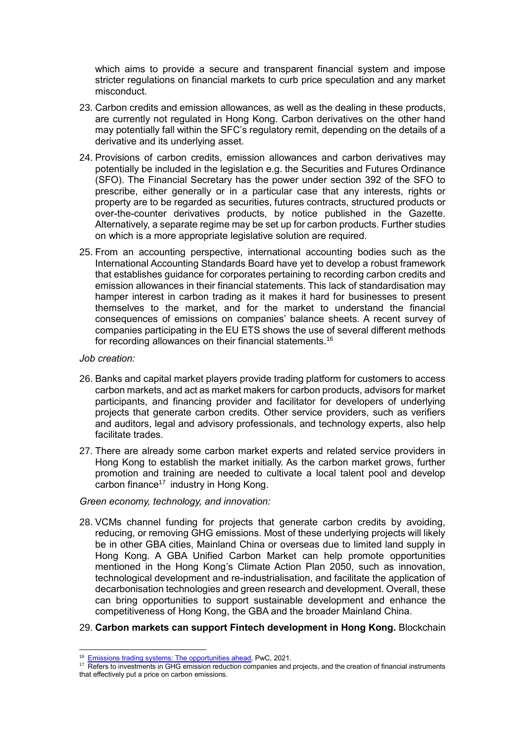which aims to provide a secure and transparent financial system and impose stricter regulations on financial markets to curb price speculation and any market misconduct.

23. Carbon credits and emission allowances, as well as the dealing in these products, are currently not regulated in Hong Kong. Carbon derivatives on the other hand may potentially fall within the SFC's regulatory remit, depending on the details of a derivative and its underlying asset.

24. Provisions of carbon credits, emission allowances and carbon derivatives may potentially be included in the legislation e.g. the Securities and Futures Ordinance (SFO). The Financial Secretary has the power under section 392 of the SFO to prescribe, either generally or in a particular case that any interests, rights or property are to be regarded as securities, futures contracts, structured products or over-the-counter derivatives products, by notice published in the Gazette. Alternatively, a separate regime may be set up for carbon products. Further studies on which is a more appropriate legislative solution are required.

25. From an accounting perspective, international accounting bodies such as the International Accounting Standards Board have yet to develop a robust framework that establishes guidance for corporates pertaining to recording carbon credits and emission allowances in their financial statements. This lack of standardisation may hamper interest in carbon trading as it makes it hard for businesses to present themselves to the market, and for the market to understand the financial consequences of emissions on companies' balance sheets. A recent survey of companies participating in the EU ETS shows the use of several different methods for recording allowances on their financial statements.[16]

*Job creation:*

26. Banks and capital market players provide trading platform for customers to access carbon markets, and act as market makers for carbon products, advisors for market participants, and financing provider and facilitator for developers of underlying projects that generate carbon credits. Other service providers, such as verifiers and auditors, legal and advisory professionals, and technology experts, also help facilitate trades.

27. There are already some carbon market experts and related service providers in Hong Kong to establish the market initially. As the carbon market grows, further promotion and training are needed to cultivate a local talent pool and develop carbon finance[17] industry in Hong Kong.

*Green economy, technology, and innovation:*

28. VCMs channel funding for projects that generate carbon credits by avoiding, reducing, or removing GHG emissions. Most of these underlying projects will likely be in other GBA cities, Mainland China or overseas due to limited land supply in Hong Kong. A GBA Unified Carbon Market can help promote opportunities mentioned in the Hong Kong's Climate Action Plan 2050, such as innovation, technological development and re-industrialisation, and facilitate the application of decarbonisation technologies and green research and development. Overall, these can bring opportunities to support sustainable development and enhance the competitiveness of Hong Kong, the GBA and the broader Mainland China.

29. **Carbon markets can support Fintech development in Hong Kong.** Blockchain

---

[16] Emissions trading systems: The opportunities ahead, PwC, 2021.

[17] Refers to investments in GHG emission reduction companies and projects, and the creation of financial instruments that effectively put a price on carbon emissions.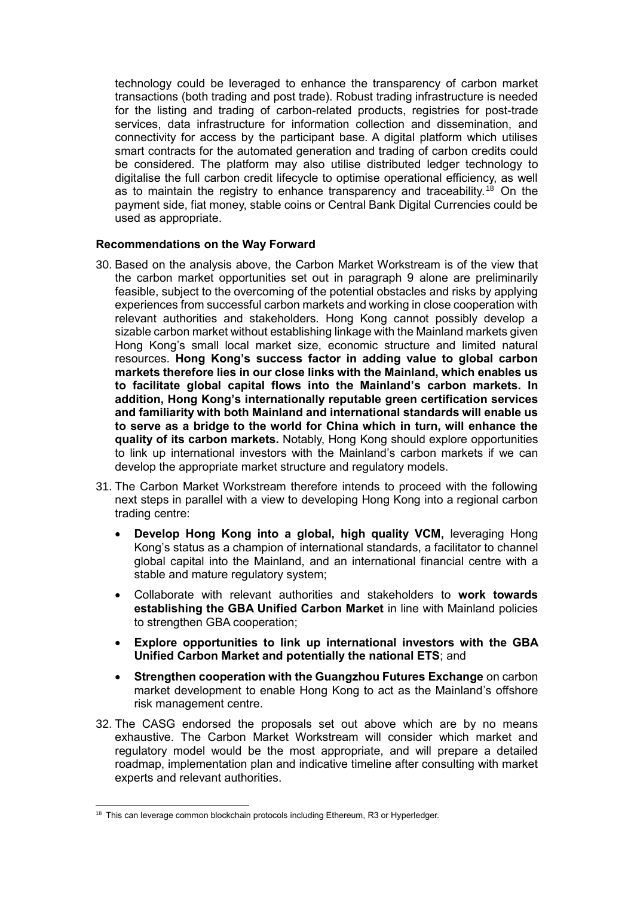technology could be leveraged to enhance the transparency of carbon market transactions (both trading and post trade). Robust trading infrastructure is needed for the listing and trading of carbon-related products, registries for post-trade services, data infrastructure for information collection and dissemination, and connectivity for access by the participant base. A digital platform which utilises smart contracts for the automated generation and trading of carbon credits could be considered. The platform may also utilise distributed ledger technology to digitalise the full carbon credit lifecycle to optimise operational efficiency, as well as to maintain the registry to enhance transparency and traceability.[18] On the payment side, fiat money, stable coins or Central Bank Digital Currencies could be used as appropriate.

**Recommendations on the Way Forward**

30. Based on the analysis above, the Carbon Market Workstream is of the view that the carbon market opportunities set out in paragraph 9 alone are preliminarily feasible, subject to the overcoming of the potential obstacles and risks by applying experiences from successful carbon markets and working in close cooperation with relevant authorities and stakeholders. Hong Kong cannot possibly develop a sizable carbon market without establishing linkage with the Mainland markets given Hong Kong's small local market size, economic structure and limited natural resources. **Hong Kong's success factor in adding value to global carbon markets therefore lies in our close links with the Mainland, which enables us to facilitate global capital flows into the Mainland's carbon markets. In addition, Hong Kong's internationally reputable green certification services and familiarity with both Mainland and international standards will enable us to serve as a bridge to the world for China which in turn, will enhance the quality of its carbon markets.** Notably, Hong Kong should explore opportunities to link up international investors with the Mainland's carbon markets if we can develop the appropriate market structure and regulatory models.

31. The Carbon Market Workstream therefore intends to proceed with the following next steps in parallel with a view to developing Hong Kong into a regional carbon trading centre:

    - **Develop Hong Kong into a global, high quality VCM,** leveraging Hong Kong's status as a champion of international standards, a facilitator to channel global capital into the Mainland, and an international financial centre with a stable and mature regulatory system;
    - Collaborate with relevant authorities and stakeholders to **work towards establishing the GBA Unified Carbon Market** in line with Mainland policies to strengthen GBA cooperation;
    - **Explore opportunities to link up international investors with the GBA Unified Carbon Market and potentially the national ETS**; and
    - **Strengthen cooperation with the Guangzhou Futures Exchange** on carbon market development to enable Hong Kong to act as the Mainland's offshore risk management centre.

32. The CASG endorsed the proposals set out above which are by no means exhaustive. The Carbon Market Workstream will consider which market and regulatory model would be the most appropriate, and will prepare a detailed roadmap, implementation plan and indicative timeline after consulting with market experts and relevant authorities.

---

[18] This can leverage common blockchain protocols including Ethereum, R3 or Hyperledger.